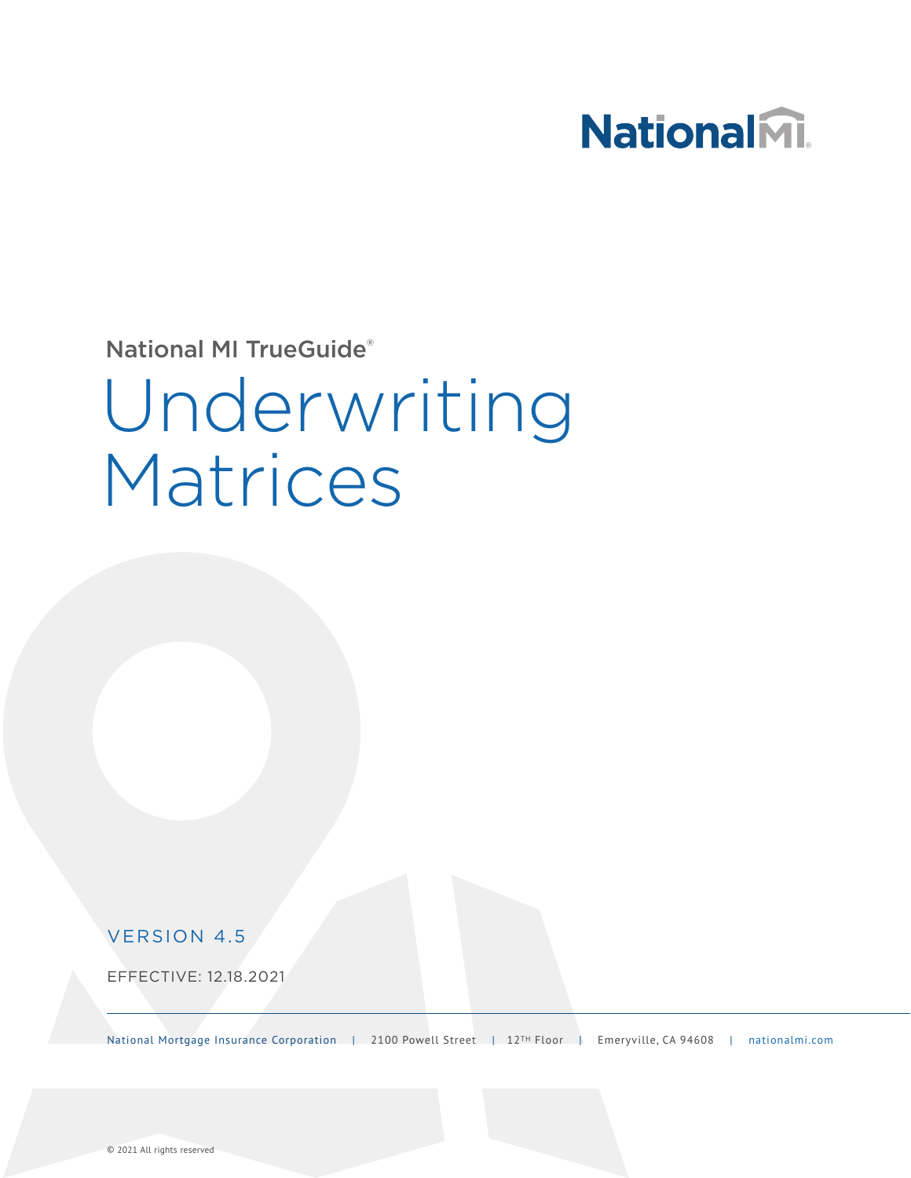NationalMI

National MI TrueGuide®

# Underwriting Matrices

VERSION 4.5

EFFECTIVE: 12.18.2021

National Mortgage Insurance Corporation | 2100 Powell Street | 12TH Floor | Emeryville, CA 94608 | nationalmi.com

© 2021 All rights reserved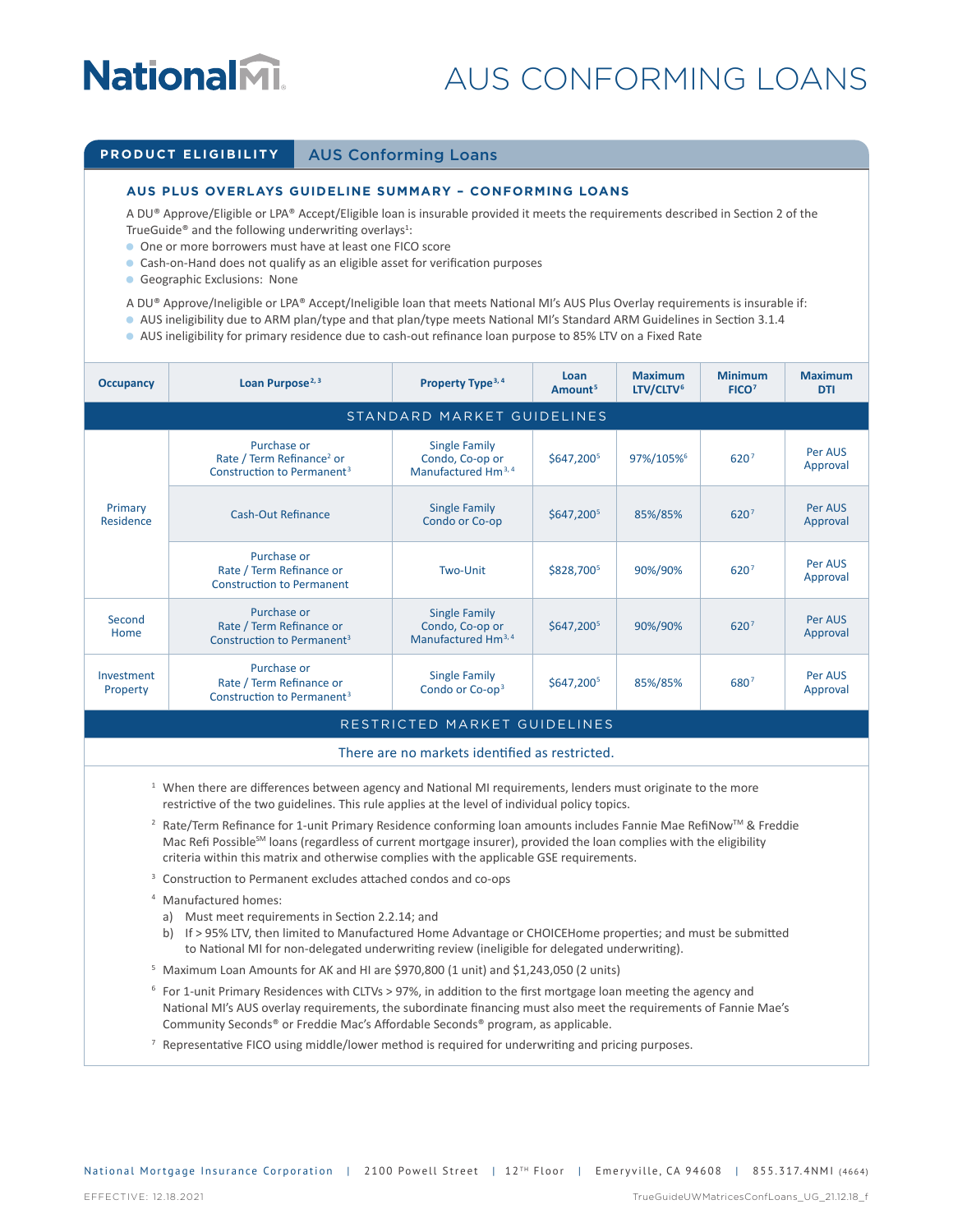# AUS CONFORMING LOANS

## PRODUCT ELIGIBILITY — AUS Conforming Loans

### AUS PLUS OVERLAYS GUIDELINE SUMMARY – CONFORMING LOANS

A DU® Approve/Eligible or LPA® Accept/Eligible loan is insurable provided it meets the requirements described in Section 2 of the TrueGuide® and the following underwriting overlays[1]:

- One or more borrowers must have at least one FICO score
- Cash-on-Hand does not qualify as an eligible asset for verification purposes
- Geographic Exclusions: None

A DU® Approve/Ineligible or LPA® Accept/Ineligible loan that meets National MI's AUS Plus Overlay requirements is insurable if:

- AUS ineligibility due to ARM plan/type and that plan/type meets National MI's Standard ARM Guidelines in Section 3.1.4
- AUS ineligibility for primary residence due to cash-out refinance loan purpose to 85% LTV on a Fixed Rate

| Occupancy | Loan Purpose[2, 3] | Property Type[3, 4] | Loan Amount[5] | Maximum LTV/CLTV[6] | Minimum FICO[7] | Maximum DTI |
|---|---|---|---|---|---|---|
| **STANDARD MARKET GUIDELINES** | | | | | | |
| Primary Residence | Purchase or Rate / Term Refinance[2] or Construction to Permanent[3] | Single Family Condo, Co-op or Manufactured Hm[3, 4] | $647,200[5] | 97%/105%[6] | 620[7] | Per AUS Approval |
| Primary Residence | Cash-Out Refinance | Single Family Condo or Co-op | $647,200[5] | 85%/85% | 620[7] | Per AUS Approval |
| Primary Residence | Purchase or Rate / Term Refinance or Construction to Permanent | Two-Unit | $828,700[5] | 90%/90% | 620[7] | Per AUS Approval |
| Second Home | Purchase or Rate / Term Refinance or Construction to Permanent[3] | Single Family Condo, Co-op or Manufactured Hm[3, 4] | $647,200[5] | 90%/90% | 620[7] | Per AUS Approval |
| Investment Property | Purchase or Rate / Term Refinance or Construction to Permanent[3] | Single Family Condo or Co-op[3] | $647,200[5] | 85%/85% | 680[7] | Per AUS Approval |
| **RESTRICTED MARKET GUIDELINES** | | | | | | |
| There are no markets identified as restricted. | | | | | | |

[1] When there are differences between agency and National MI requirements, lenders must originate to the more restrictive of the two guidelines. This rule applies at the level of individual policy topics.

[2] Rate/Term Refinance for 1-unit Primary Residence conforming loan amounts includes Fannie Mae RefiNow™ & Freddie Mac Refi Possible℠ loans (regardless of current mortgage insurer), provided the loan complies with the eligibility criteria within this matrix and otherwise complies with the applicable GSE requirements.

[3] Construction to Permanent excludes attached condos and co-ops

[4] Manufactured homes:
  a) Must meet requirements in Section 2.2.14; and
  b) If > 95% LTV, then limited to Manufactured Home Advantage or CHOICEHome properties; and must be submitted to National MI for non-delegated underwriting review (ineligible for delegated underwriting).

[5] Maximum Loan Amounts for AK and HI are $970,800 (1 unit) and $1,243,050 (2 units)

[6] For 1-unit Primary Residences with CLTVs > 97%, in addition to the first mortgage loan meeting the agency and National MI's AUS overlay requirements, the subordinate financing must also meet the requirements of Fannie Mae's Community Seconds® or Freddie Mac's Affordable Seconds® program, as applicable.

[7] Representative FICO using middle/lower method is required for underwriting and pricing purposes.

National Mortgage Insurance Corporation | 2100 Powell Street | 12TH Floor | Emeryville, CA 94608 | 855.317.4NMI (4664)

EFFECTIVE: 12.18.2021 — TrueGuideUWMatricesConfLoans_UG_21.12.18_f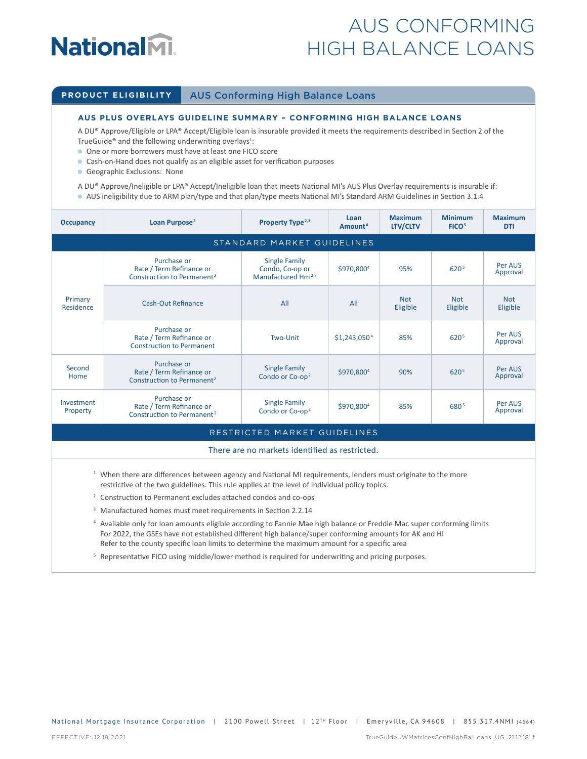# AUS CONFORMING HIGH BALANCE LOANS

## PRODUCT ELIGIBILITY — AUS Conforming High Balance Loans

### AUS PLUS OVERLAYS GUIDELINE SUMMARY – CONFORMING HIGH BALANCE LOANS

A DU® Approve/Eligible or LPA® Accept/Eligible loan is insurable provided it meets the requirements described in Section 2 of the TrueGuide® and the following underwriting overlays[1]:

- One or more borrowers must have at least one FICO score
- Cash-on-Hand does not qualify as an eligible asset for verification purposes
- Geographic Exclusions: None

A DU® Approve/Ineligible or LPA® Accept/Ineligible loan that meets National MI's AUS Plus Overlay requirements is insurable if:

- AUS ineligibility due to ARM plan/type and that plan/type meets National MI's Standard ARM Guidelines in Section 3.1.4

| Occupancy | Loan Purpose[2] | Property Type[2,3] | Loan Amount[4] | Maximum LTV/CLTV | Minimum FICO[5] | Maximum DTI |
|---|---|---|---|---|---|---|
| **STANDARD MARKET GUIDELINES** | | | | | | |
| Primary Residence | Purchase or Rate / Term Refinance or Construction to Permanent[2] | Single Family Condo, Co-op or Manufactured Hm[2,3] | $970,800[4] | 95% | 620[5] | Per AUS Approval |
| Primary Residence | Cash-Out Refinance | All | All | Not Eligible | Not Eligible | Not Eligible |
| Primary Residence | Purchase or Rate / Term Refinance or Construction to Permanent | Two-Unit | $1,243,050[4] | 85% | 620[5] | Per AUS Approval |
| Second Home | Purchase or Rate / Term Refinance or Construction to Permanent[2] | Single Family Condo or Co-op[2] | $970,800[4] | 90% | 620[5] | Per AUS Approval |
| Investment Property | Purchase or Rate / Term Refinance or Construction to Permanent[2] | Single Family Condo or Co-op[2] | $970,800[4] | 85% | 680[5] | Per AUS Approval |
| **RESTRICTED MARKET GUIDELINES** | | | | | | |
| There are no markets identified as restricted. | | | | | | |

[1] When there are differences between agency and National MI requirements, lenders must originate to the more restrictive of the two guidelines. This rule applies at the level of individual policy topics.

[2] Construction to Permanent excludes attached condos and co-ops

[3] Manufactured homes must meet requirements in Section 2.2.14

[4] Available only for loan amounts eligible according to Fannie Mae high balance or Freddie Mac super conforming limits
For 2022, the GSEs have not established different high balance/super conforming amounts for AK and HI
Refer to the county specific loan limits to determine the maximum amount for a specific area

[5] Representative FICO using middle/lower method is required for underwriting and pricing purposes.

National Mortgage Insurance Corporation | 2100 Powell Street | 12TH Floor | Emeryville, CA 94608 | 855.317.4NMI (4664)

EFFECTIVE: 12.18.2021 TrueGuideUWMatricesConfHighBalLoans_UG_21.12.18_f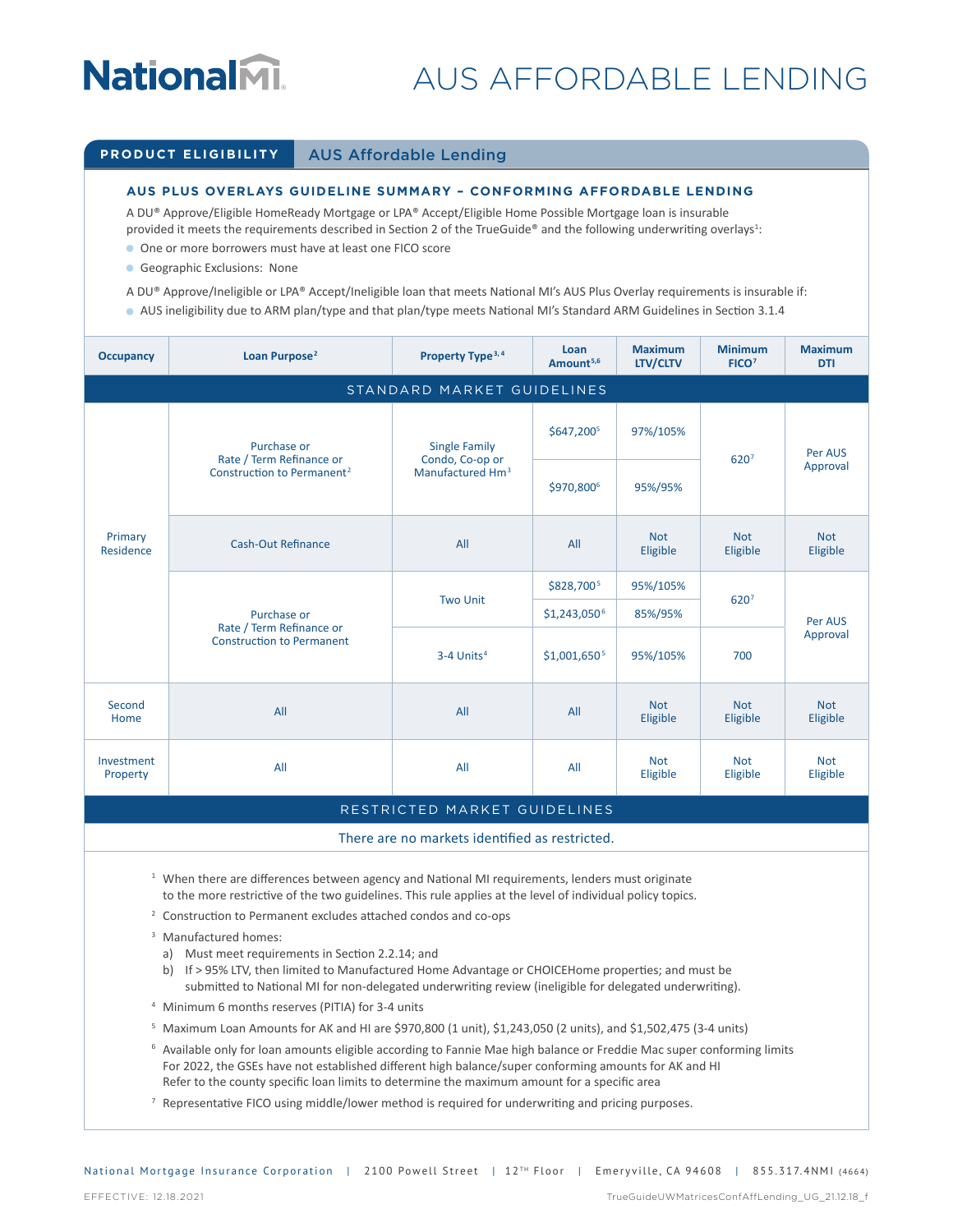# AUS AFFORDABLE LENDING

## PRODUCT ELIGIBILITY — AUS Affordable Lending

### AUS PLUS OVERLAYS GUIDELINE SUMMARY – CONFORMING AFFORDABLE LENDING

A DU® Approve/Eligible HomeReady Mortgage or LPA® Accept/Eligible Home Possible Mortgage loan is insurable provided it meets the requirements described in Section 2 of the TrueGuide® and the following underwriting overlays[1]:

- One or more borrowers must have at least one FICO score
- Geographic Exclusions: None

A DU® Approve/Ineligible or LPA® Accept/Ineligible loan that meets National MI's AUS Plus Overlay requirements is insurable if:

- AUS ineligibility due to ARM plan/type and that plan/type meets National MI's Standard ARM Guidelines in Section 3.1.4

| Occupancy | Loan Purpose[2] | Property Type[3,4] | Loan Amount[5,6] | Maximum LTV/CLTV | Minimum FICO[7] | Maximum DTI |
|---|---|---|---|---|---|---|
| **STANDARD MARKET GUIDELINES** | | | | | | |
| Primary Residence | Purchase or Rate / Term Refinance or Construction to Permanent[2] | Single Family Condo, Co-op or Manufactured Hm[3] | $647,200[5] | 97%/105% | 620[7] | Per AUS Approval |
| | | | $970,800[6] | 95%/95% | | |
| | Cash-Out Refinance | All | All | Not Eligible | Not Eligible | Not Eligible |
| | Purchase or Rate / Term Refinance or Construction to Permanent | Two Unit | $828,700[5] | 95%/105% | 620[7] | Per AUS Approval |
| | | | $1,243,050[6] | 85%/95% | | |
| | | 3-4 Units[4] | $1,001,650[5] | 95%/105% | 700 | |
| Second Home | All | All | All | Not Eligible | Not Eligible | Not Eligible |
| Investment Property | All | All | All | Not Eligible | Not Eligible | Not Eligible |
| **RESTRICTED MARKET GUIDELINES** | | | | | | |
| There are no markets identified as restricted. | | | | | | |

[1] When there are differences between agency and National MI requirements, lenders must originate to the more restrictive of the two guidelines. This rule applies at the level of individual policy topics.

[2] Construction to Permanent excludes attached condos and co-ops

[3] Manufactured homes:
  a) Must meet requirements in Section 2.2.14; and
  b) If > 95% LTV, then limited to Manufactured Home Advantage or CHOICEHome properties; and must be submitted to National MI for non-delegated underwriting review (ineligible for delegated underwriting).

[4] Minimum 6 months reserves (PITIA) for 3-4 units

[5] Maximum Loan Amounts for AK and HI are $970,800 (1 unit), $1,243,050 (2 units), and $1,502,475 (3-4 units)

[6] Available only for loan amounts eligible according to Fannie Mae high balance or Freddie Mac super conforming limits For 2022, the GSEs have not established different high balance/super conforming amounts for AK and HI Refer to the county specific loan limits to determine the maximum amount for a specific area

[7] Representative FICO using middle/lower method is required for underwriting and pricing purposes.

National Mortgage Insurance Corporation | 2100 Powell Street | 12TH Floor | Emeryville, CA 94608 | 855.317.4NMI (4664)

EFFECTIVE: 12.18.2021

TrueGuideUWMatricesConfAffLending_UG_21.12.18_f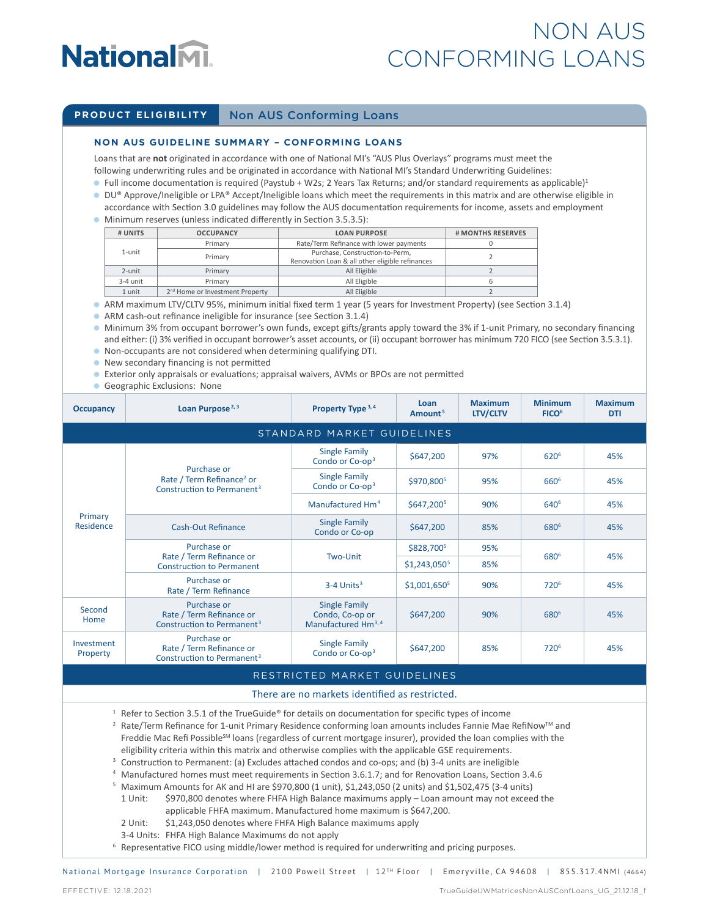# NON AUS CONFORMING LOANS

**PRODUCT ELIGIBILITY** Non AUS Conforming Loans

### NON AUS GUIDELINE SUMMARY – CONFORMING LOANS

Loans that are **not** originated in accordance with one of National MI's "AUS Plus Overlays" programs must meet the following underwriting rules and be originated in accordance with National MI's Standard Underwriting Guidelines:

- Full income documentation is required (Paystub + W2s; 2 Years Tax Returns; and/or standard requirements as applicable)[1]
- DU® Approve/Ineligible or LPA® Accept/Ineligible loans which meet the requirements in this matrix and are otherwise eligible in accordance with Section 3.0 guidelines may follow the AUS documentation requirements for income, assets and employment
- Minimum reserves (unless indicated differently in Section 3.5.3.5):

| # UNITS | OCCUPANCY | LOAN PURPOSE | # MONTHS RESERVES |
|---|---|---|---|
| 1-unit | Primary | Rate/Term Refinance with lower payments | 0 |
| | Primary | Purchase, Construction-to-Perm, Renovation Loan & all other eligible refinances | 2 |
| 2-unit | Primary | All Eligible | 2 |
| 3-4 unit | Primary | All Eligible | 6 |
| 1 unit | 2nd Home or Investment Property | All Eligible | 2 |

- ARM maximum LTV/CLTV 95%, minimum initial fixed term 1 year (5 years for Investment Property) (see Section 3.1.4)
- ARM cash-out refinance ineligible for insurance (see Section 3.1.4)
- Minimum 3% from occupant borrower's own funds, except gifts/grants apply toward the 3% if 1-unit Primary, no secondary financing and either: (i) 3% verified in occupant borrower's asset accounts, or (ii) occupant borrower has minimum 720 FICO (see Section 3.5.3.1).
- Non-occupants are not considered when determining qualifying DTI.
- New secondary financing is not permitted
- Exterior only appraisals or evaluations; appraisal waivers, AVMs or BPOs are not permitted
- Geographic Exclusions: None

| Occupancy | Loan Purpose[2, 3] | Property Type[3, 4] | Loan Amount[5] | Maximum LTV/CLTV | Minimum FICO[6] | Maximum DTI |
|---|---|---|---|---|---|---|
| **STANDARD MARKET GUIDELINES** | | | | | | |
| Primary Residence | Purchase or Rate / Term Refinance[2] or Construction to Permanent[3] | Single Family Condo or Co-op[3] | $647,200 | 97% | 620[6] | 45% |
| | | Single Family Condo or Co-op[3] | $970,800[5] | 95% | 660[6] | 45% |
| | | Manufactured Hm[4] | $647,200[5] | 90% | 640[6] | 45% |
| | Cash-Out Refinance | Single Family Condo or Co-op | $647,200 | 85% | 680[6] | 45% |
| | Purchase or Rate / Term Refinance or Construction to Permanent | Two-Unit | $828,700[5] | 95% | 680[6] | 45% |
| | | | $1,243,050[5] | 85% | | |
| | Purchase or Rate / Term Refinance | 3-4 Units[3] | $1,001,650[5] | 90% | 720[6] | 45% |
| Second Home | Purchase or Rate / Term Refinance or Construction to Permanent[3] | Single Family Condo, Co-op or Manufactured Hm[3, 4] | $647,200 | 90% | 680[6] | 45% |
| Investment Property | Purchase or Rate / Term Refinance or Construction to Permanent[3] | Single Family Condo or Co-op[3] | $647,200 | 85% | 720[6] | 45% |
| **RESTRICTED MARKET GUIDELINES** | | | | | | |
| There are no markets identified as restricted. | | | | | | |

[1] Refer to Section 3.5.1 of the TrueGuide® for details on documentation for specific types of income

[2] Rate/Term Refinance for 1-unit Primary Residence conforming loan amounts includes Fannie Mae RefiNow™ and Freddie Mac Refi Possible℠ loans (regardless of current mortgage insurer), provided the loan complies with the eligibility criteria within this matrix and otherwise complies with the applicable GSE requirements.

[3] Construction to Permanent: (a) Excludes attached condos and co-ops; and (b) 3-4 units are ineligible

[4] Manufactured homes must meet requirements in Section 3.6.1.7; and for Renovation Loans, Section 3.4.6

[5] Maximum Amounts for AK and HI are $970,800 (1 unit), $1,243,050 (2 units) and $1,502,475 (3-4 units)
- 1 Unit: $970,800 denotes where FHFA High Balance maximums apply – Loan amount may not exceed the applicable FHFA maximum. Manufactured home maximum is $647,200.
- 2 Unit: $1,243,050 denotes where FHFA High Balance maximums apply
- 3-4 Units: FHFA High Balance Maximums do not apply

[6] Representative FICO using middle/lower method is required for underwriting and pricing purposes.

National Mortgage Insurance Corporation | 2100 Powell Street | 12TH Floor | Emeryville, CA 94608 | 855.317.4NMI (4664)

EFFECTIVE: 12.18.2021 TrueGuideUWMatricesNonAUSConfLoans_UG_21.12.18_f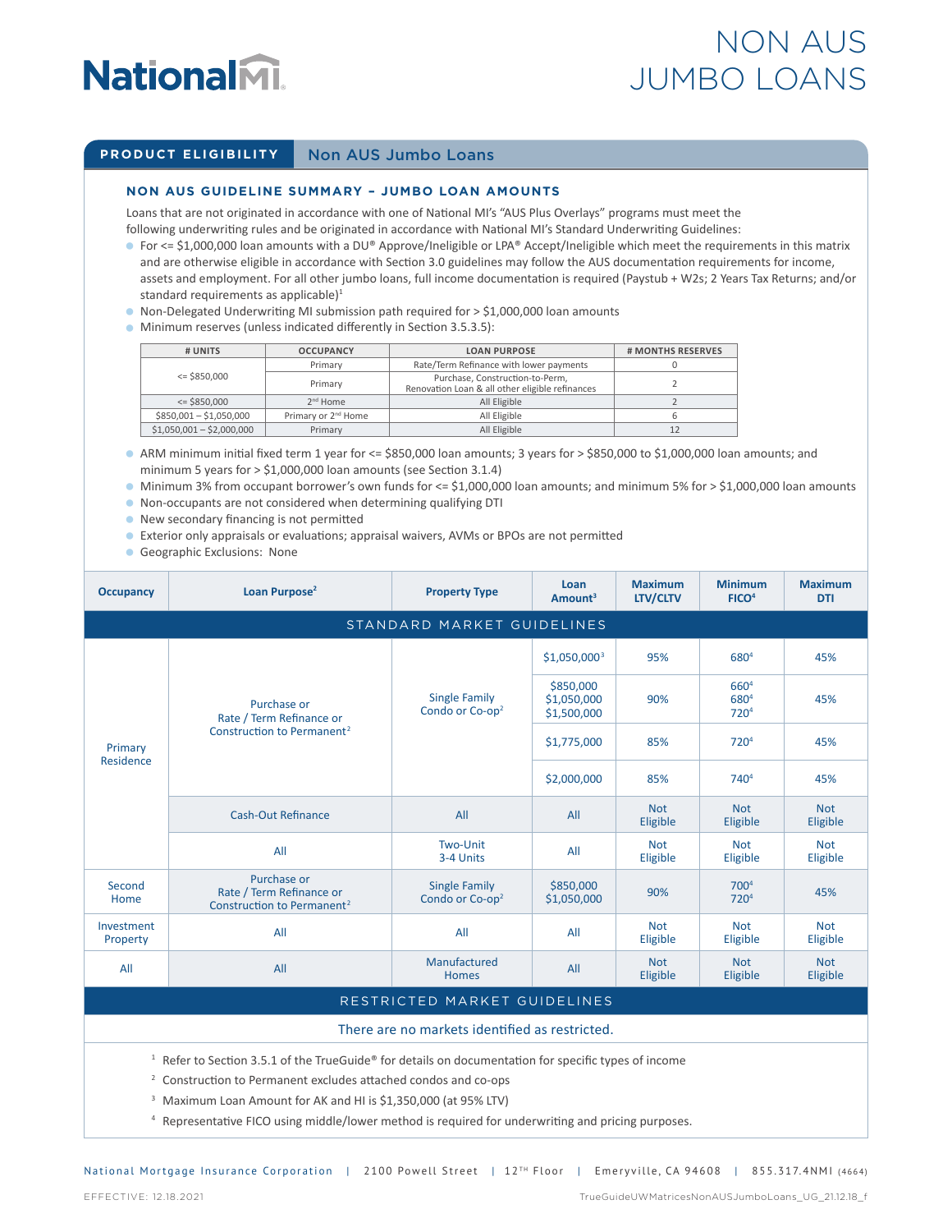# NON AUS JUMBO LOANS

## PRODUCT ELIGIBILITY — Non AUS Jumbo Loans

### NON AUS GUIDELINE SUMMARY – JUMBO LOAN AMOUNTS

Loans that are not originated in accordance with one of National MI's "AUS Plus Overlays" programs must meet the following underwriting rules and be originated in accordance with National MI's Standard Underwriting Guidelines:

- For <= $1,000,000 loan amounts with a DU® Approve/Ineligible or LPA® Accept/Ineligible which meet the requirements in this matrix and are otherwise eligible in accordance with Section 3.0 guidelines may follow the AUS documentation requirements for income, assets and employment. For all other jumbo loans, full income documentation is required (Paystub + W2s; 2 Years Tax Returns; and/or standard requirements as applicable)[1]
- Non-Delegated Underwriting MI submission path required for > $1,000,000 loan amounts
- Minimum reserves (unless indicated differently in Section 3.5.3.5):

| # UNITS | OCCUPANCY | LOAN PURPOSE | # MONTHS RESERVES |
|---|---|---|---|
| <= $850,000 | Primary | Rate/Term Refinance with lower payments | 0 |
| | Primary | Purchase, Construction-to-Perm, Renovation Loan & all other eligible refinances | 2 |
| <= $850,000 | 2nd Home | All Eligible | 2 |
| $850,001 – $1,050,000 | Primary or 2nd Home | All Eligible | 6 |
| $1,050,001 – $2,000,000 | Primary | All Eligible | 12 |

- ARM minimum initial fixed term 1 year for <= $850,000 loan amounts; 3 years for > $850,000 to $1,000,000 loan amounts; and minimum 5 years for > $1,000,000 loan amounts (see Section 3.1.4)
- Minimum 3% from occupant borrower's own funds for <= $1,000,000 loan amounts; and minimum 5% for > $1,000,000 loan amounts
- Non-occupants are not considered when determining qualifying DTI
- New secondary financing is not permitted
- Exterior only appraisals or evaluations; appraisal waivers, AVMs or BPOs are not permitted
- Geographic Exclusions: None

| Occupancy | Loan Purpose[2] | Property Type | Loan Amount[3] | Maximum LTV/CLTV | Minimum FICO[4] | Maximum DTI |
|---|---|---|---|---|---|---|
| **STANDARD MARKET GUIDELINES** | | | | | | |
| Primary Residence | Purchase or Rate / Term Refinance or Construction to Permanent[2] | Single Family Condo or Co-op[2] | $1,050,000[3] | 95% | 680[4] | 45% |
| | | | $850,000<br>$1,050,000<br>$1,500,000 | 90% | 660[4]<br>680[4]<br>720[4] | 45% |
| | | | $1,775,000 | 85% | 720[4] | 45% |
| | | | $2,000,000 | 85% | 740[4] | 45% |
| | Cash-Out Refinance | All | All | Not Eligible | Not Eligible | Not Eligible |
| | All | Two-Unit<br>3-4 Units | All | Not Eligible | Not Eligible | Not Eligible |
| Second Home | Purchase or Rate / Term Refinance or Construction to Permanent[2] | Single Family Condo or Co-op[2] | $850,000<br>$1,050,000 | 90% | 700[4]<br>720[4] | 45% |
| Investment Property | All | All | All | Not Eligible | Not Eligible | Not Eligible |
| All | All | Manufactured Homes | All | Not Eligible | Not Eligible | Not Eligible |
| **RESTRICTED MARKET GUIDELINES** | | | | | | |
| There are no markets identified as restricted. | | | | | | |

[1] Refer to Section 3.5.1 of the TrueGuide® for details on documentation for specific types of income

[2] Construction to Permanent excludes attached condos and co-ops

[3] Maximum Loan Amount for AK and HI is $1,350,000 (at 95% LTV)

[4] Representative FICO using middle/lower method is required for underwriting and pricing purposes.

National Mortgage Insurance Corporation | 2100 Powell Street | 12TH Floor | Emeryville, CA 94608 | 855.317.4NMI (4664)

EFFECTIVE: 12.18.2021 TrueGuideUWMatricesNonAUSJumboLoans_UG_21.12.18_f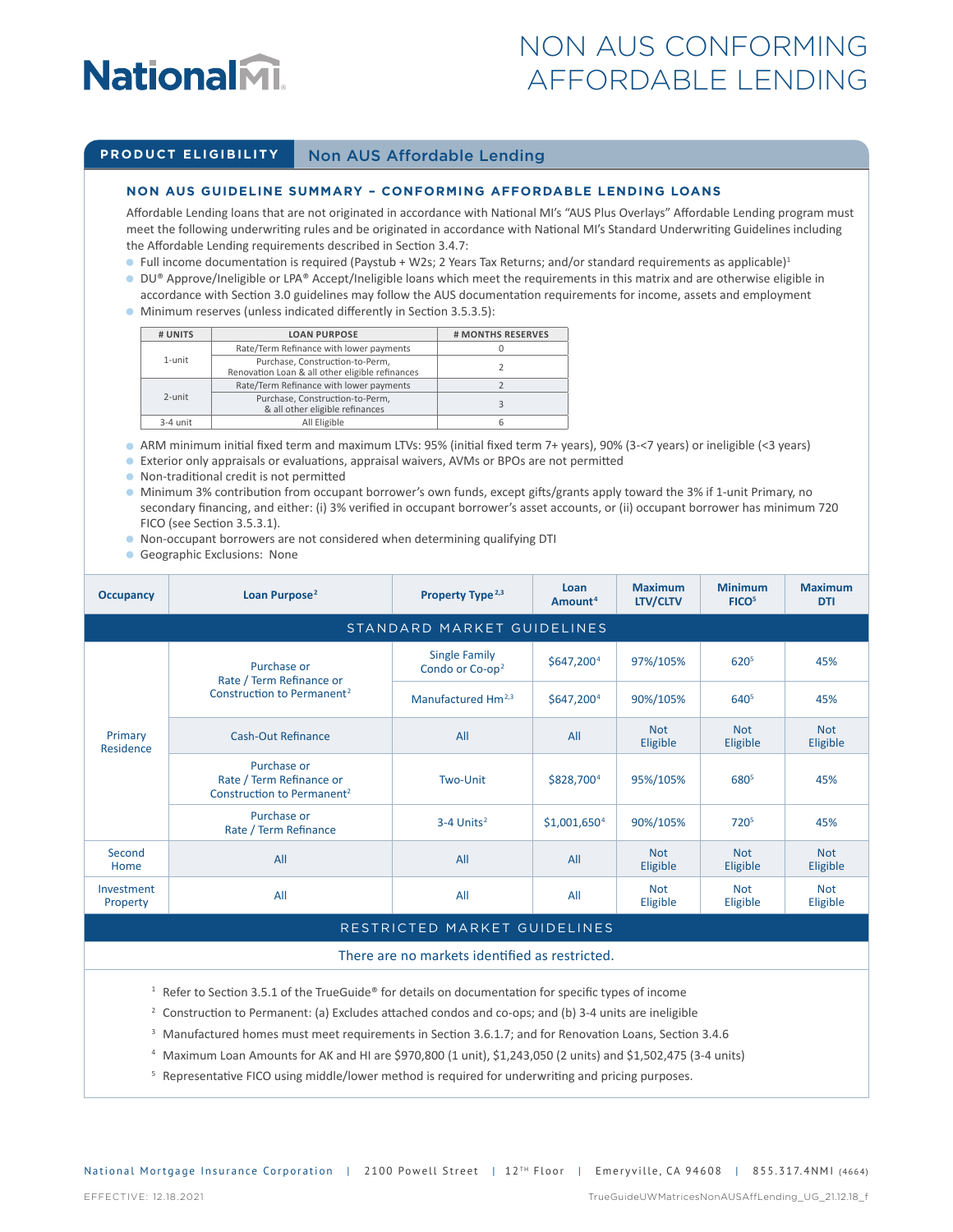# NON AUS CONFORMING AFFORDABLE LENDING

## PRODUCT ELIGIBILITY — Non AUS Affordable Lending

### NON AUS GUIDELINE SUMMARY – CONFORMING AFFORDABLE LENDING LOANS

Affordable Lending loans that are not originated in accordance with National MI's "AUS Plus Overlays" Affordable Lending program must meet the following underwriting rules and be originated in accordance with National MI's Standard Underwriting Guidelines including the Affordable Lending requirements described in Section 3.4.7:

- Full income documentation is required (Paystub + W2s; 2 Years Tax Returns; and/or standard requirements as applicable)[1]
- DU® Approve/Ineligible or LPA® Accept/Ineligible loans which meet the requirements in this matrix and are otherwise eligible in accordance with Section 3.0 guidelines may follow the AUS documentation requirements for income, assets and employment
- Minimum reserves (unless indicated differently in Section 3.5.3.5):

| # UNITS | LOAN PURPOSE | # MONTHS RESERVES |
|---|---|---|
| 1-unit | Rate/Term Refinance with lower payments | 0 |
| | Purchase, Construction-to-Perm, Renovation Loan & all other eligible refinances | 2 |
| 2-unit | Rate/Term Refinance with lower payments | 2 |
| | Purchase, Construction-to-Perm, & all other eligible refinances | 3 |
| 3-4 unit | All Eligible | 6 |

- ARM minimum initial fixed term and maximum LTVs: 95% (initial fixed term 7+ years), 90% (3-<7 years) or ineligible (<3 years)
- Exterior only appraisals or evaluations, appraisal waivers, AVMs or BPOs are not permitted
- Non-traditional credit is not permitted
- Minimum 3% contribution from occupant borrower's own funds, except gifts/grants apply toward the 3% if 1-unit Primary, no secondary financing, and either: (i) 3% verified in occupant borrower's asset accounts, or (ii) occupant borrower has minimum 720 FICO (see Section 3.5.3.1).
- Non-occupant borrowers are not considered when determining qualifying DTI
- Geographic Exclusions: None

| Occupancy | Loan Purpose[2] | Property Type[2,3] | Loan Amount[4] | Maximum LTV/CLTV | Minimum FICO[5] | Maximum DTI |
|---|---|---|---|---|---|---|
| **STANDARD MARKET GUIDELINES** | | | | | | |
| Primary Residence | Purchase or Rate / Term Refinance or Construction to Permanent[2] | Single Family Condo or Co-op[2] | $647,200[4] | 97%/105% | 620[5] | 45% |
| | | Manufactured Hm[2,3] | $647,200[4] | 90%/105% | 640[5] | 45% |
| | Cash-Out Refinance | All | All | Not Eligible | Not Eligible | Not Eligible |
| | Purchase or Rate / Term Refinance or Construction to Permanent[2] | Two-Unit | $828,700[4] | 95%/105% | 680[5] | 45% |
| | Purchase or Rate / Term Refinance | 3-4 Units[2] | $1,001,650[4] | 90%/105% | 720[5] | 45% |
| Second Home | All | All | All | Not Eligible | Not Eligible | Not Eligible |
| Investment Property | All | All | All | Not Eligible | Not Eligible | Not Eligible |
| **RESTRICTED MARKET GUIDELINES** | | | | | | |
| There are no markets identified as restricted. | | | | | | |

[1] Refer to Section 3.5.1 of the TrueGuide® for details on documentation for specific types of income

[2] Construction to Permanent: (a) Excludes attached condos and co-ops; and (b) 3-4 units are ineligible

[3] Manufactured homes must meet requirements in Section 3.6.1.7; and for Renovation Loans, Section 3.4.6

[4] Maximum Loan Amounts for AK and HI are $970,800 (1 unit), $1,243,050 (2 units) and $1,502,475 (3-4 units)

[5] Representative FICO using middle/lower method is required for underwriting and pricing purposes.

National Mortgage Insurance Corporation | 2100 Powell Street | 12TH Floor | Emeryville, CA 94608 | 855.317.4NMI (4664)

EFFECTIVE: 12.18.2021 TrueGuideUWMatricesNonAUSAffLending_UG_21.12.18_f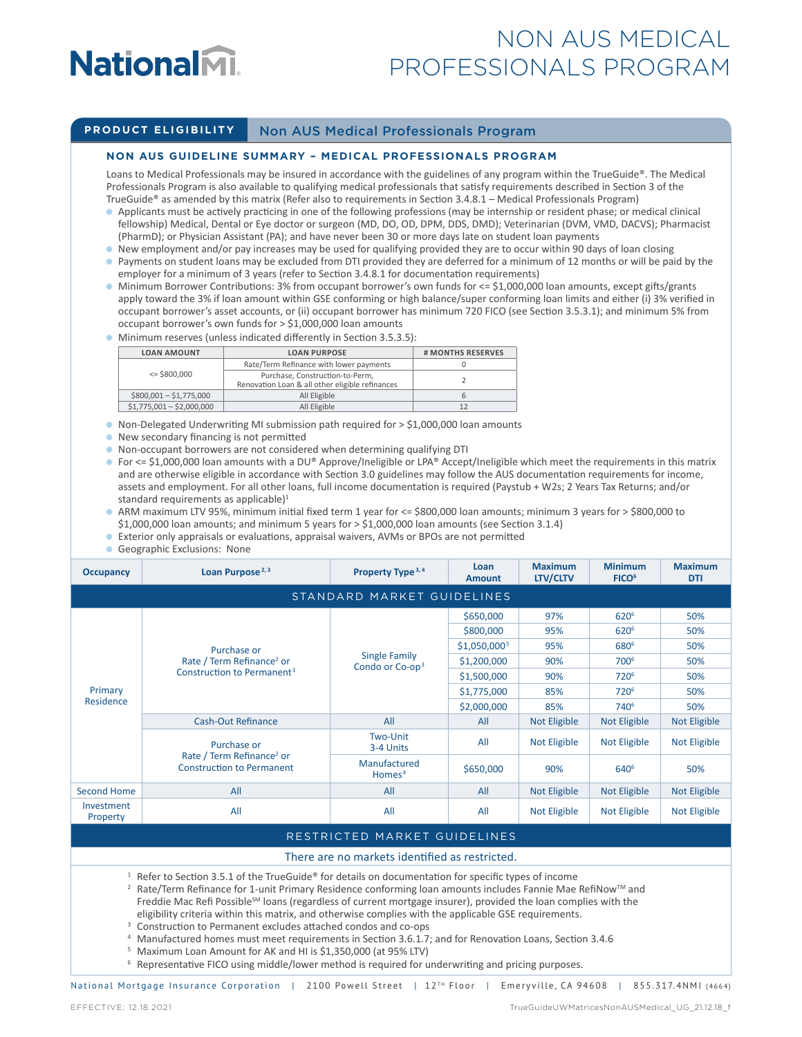# NON AUS MEDICAL PROFESSIONALS PROGRAM

## PRODUCT ELIGIBILITY — Non AUS Medical Professionals Program

### NON AUS GUIDELINE SUMMARY – MEDICAL PROFESSIONALS PROGRAM

Loans to Medical Professionals may be insured in accordance with the guidelines of any program within the TrueGuide®. The Medical Professionals Program is also available to qualifying medical professionals that satisfy requirements described in Section 3 of the TrueGuide® as amended by this matrix (Refer also to requirements in Section 3.4.8.1 – Medical Professionals Program)

- Applicants must be actively practicing in one of the following professions (may be internship or resident phase; or medical clinical fellowship) Medical, Dental or Eye doctor or surgeon (MD, DO, OD, DPM, DDS, DMD); Veterinarian (DVM, VMD, DACVS); Pharmacist (PharmD); or Physician Assistant (PA); and have never been 30 or more days late on student loan payments
- New employment and/or pay increases may be used for qualifying provided they are to occur within 90 days of loan closing
- Payments on student loans may be excluded from DTI provided they are deferred for a minimum of 12 months or will be paid by the employer for a minimum of 3 years (refer to Section 3.4.8.1 for documentation requirements)
- Minimum Borrower Contributions: 3% from occupant borrower's own funds for <= $1,000,000 loan amounts, except gifts/grants apply toward the 3% if loan amount within GSE conforming or high balance/super conforming loan limits and either (i) 3% verified in occupant borrower's asset accounts, or (ii) occupant borrower has minimum 720 FICO (see Section 3.5.3.1); and minimum 5% from occupant borrower's own funds for > $1,000,000 loan amounts
- Minimum reserves (unless indicated differently in Section 3.5.3.5):

| LOAN AMOUNT | LOAN PURPOSE | # MONTHS RESERVES |
|---|---|---|
| <= $800,000 | Rate/Term Refinance with lower payments | 0 |
| | Purchase, Construction-to-Perm, Renovation Loan & all other eligible refinances | 2 |
| $800,001 – $1,775,000 | All Eligible | 6 |
| $1,775,001 – $2,000,000 | All Eligible | 12 |

- Non-Delegated Underwriting MI submission path required for > $1,000,000 loan amounts
- New secondary financing is not permitted
- Non-occupant borrowers are not considered when determining qualifying DTI
- For <= $1,000,000 loan amounts with a DU® Approve/Ineligible or LPA® Accept/Ineligible which meet the requirements in this matrix and are otherwise eligible in accordance with Section 3.0 guidelines may follow the AUS documentation requirements for income, assets and employment. For all other loans, full income documentation is required (Paystub + W2s; 2 Years Tax Returns; and/or standard requirements as applicable)[1]
- ARM maximum LTV 95%, minimum initial fixed term 1 year for <= $800,000 loan amounts; minimum 3 years for > $800,000 to $1,000,000 loan amounts; and minimum 5 years for > $1,000,000 loan amounts (see Section 3.1.4)
- Exterior only appraisals or evaluations, appraisal waivers, AVMs or BPOs are not permitted
- Geographic Exclusions: None

| Occupancy | Loan Purpose[2, 3] | Property Type[3, 4] | Loan Amount | Maximum LTV/CLTV | Minimum FICO[6] | Maximum DTI |
|---|---|---|---|---|---|---|
| **STANDARD MARKET GUIDELINES** | | | | | | |
| Primary Residence | Purchase or Rate / Term Refinance[2] or Construction to Permanent[3] | Single Family Condo or Co-op[3] | $650,000 | 97% | 620[6] | 50% |
| | | | $800,000 | 95% | 620[6] | 50% |
| | | | $1,050,000[5] | 95% | 680[6] | 50% |
| | | | $1,200,000 | 90% | 700[6] | 50% |
| | | | $1,500,000 | 90% | 720[6] | 50% |
| | | | $1,775,000 | 85% | 720[6] | 50% |
| | | | $2,000,000 | 85% | 740[6] | 50% |
| | Cash-Out Refinance | All | All | Not Eligible | Not Eligible | Not Eligible |
| | Purchase or Rate / Term Refinance[2] or Construction to Permanent | Two-Unit 3-4 Units | All | Not Eligible | Not Eligible | Not Eligible |
| | | Manufactured Homes[4] | $650,000 | 90% | 640[6] | 50% |
| Second Home | All | All | All | Not Eligible | Not Eligible | Not Eligible |
| Investment Property | All | All | All | Not Eligible | Not Eligible | Not Eligible |
| **RESTRICTED MARKET GUIDELINES** | | | | | | |
| There are no markets identified as restricted. | | | | | | |

[1] Refer to Section 3.5.1 of the TrueGuide® for details on documentation for specific types of income

[2] Rate/Term Refinance for 1-unit Primary Residence conforming loan amounts includes Fannie Mae RefiNow™ and Freddie Mac Refi Possible℠ loans (regardless of current mortgage insurer), provided the loan complies with the eligibility criteria within this matrix, and otherwise complies with the applicable GSE requirements.

[3] Construction to Permanent excludes attached condos and co-ops

[4] Manufactured homes must meet requirements in Section 3.6.1.7; and for Renovation Loans, Section 3.4.6

[5] Maximum Loan Amount for AK and HI is $1,350,000 (at 95% LTV)

[6] Representative FICO using middle/lower method is required for underwriting and pricing purposes.

National Mortgage Insurance Corporation | 2100 Powell Street | 12TH Floor | Emeryville, CA 94608 | 855.317.4NMI (4664)

EFFECTIVE: 12.18.2021 TrueGuideUWMatricesNonAUSMedical_UG_21.12.18_f